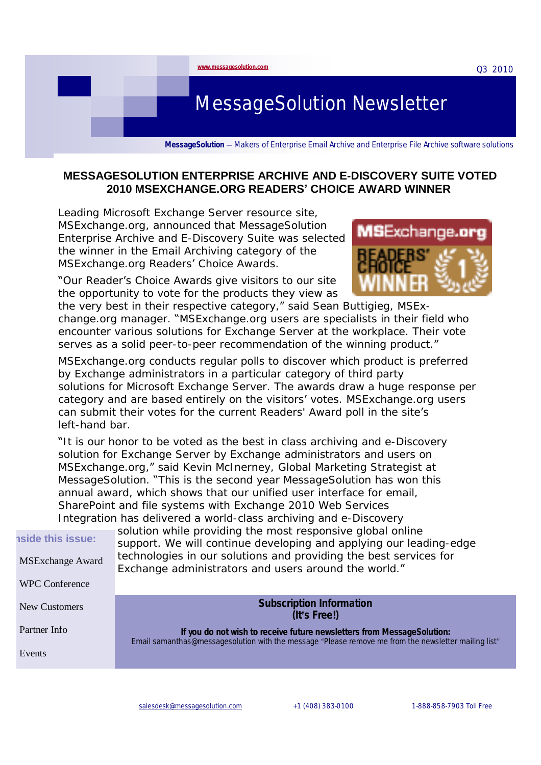www.messagesolution.com

Q3 2010

# MessageSolution Newsletter

**MessageSolution** — Makers of Enterprise Email Archive and Enterprise File Archive software solutions

## MESSAGESOLUTION ENTERPRISE ARCHIVE AND E-DISCOVERY SUITE VOTED 2010 MSEXCHANGE.ORG READERS' CHOICE AWARD WINNER

Leading Microsoft Exchange Server resource site, MSExchange.org, announced that MessageSolution Enterprise Archive and E-Discovery Suite was selected the winner in the Email Archiving category of the MSExchange.org Readers' Choice Awards.

"Our Reader's Choice Awards give visitors to our site the opportunity to vote for the products they view as the very best in their respective category," said Sean Buttigieg, MSExchange.org manager. "MSExchange.org users are specialists in their field who encounter various solutions for Exchange Server at the workplace. Their vote serves as a solid peer-to-peer recommendation of the winning product."

MSExchange.org conducts regular polls to discover which product is preferred by Exchange administrators in a particular category of third party solutions for Microsoft Exchange Server. The awards draw a huge response per category and are based entirely on the visitors' votes. MSExchange.org users can submit their votes for the current Readers' Award poll in the site's left-hand bar.

"It is our honor to be voted as the best in class archiving and e-Discovery solution for Exchange Server by Exchange administrators and users on MSExchange.org," said Kevin McInerney, Global Marketing Strategist at MessageSolution. "This is the second year MessageSolution has won this annual award, which shows that our unified user interface for email, SharePoint and file systems with Exchange 2010 Web Services Integration has delivered a world-class archiving and e-Discovery solution while providing the most responsive global online support. We will continue developing and applying our leading-edge technologies in our solutions and providing the best services for Exchange administrators and users around the world."

**Inside this issue:**

- MSExchange Award
- WPC Conference
- New Customers
- Partner Info
- Events

**Subscription Information**
**(It's Free!)**

**If you do not wish to receive future newsletters from MessageSolution:**
Email samanthas@messagesolution with the message "Please remove me from the newsletter mailing list"

salesdesk@messagesolution.com | +1 (408) 383-0100 | 1-888-858-7903 Toll Free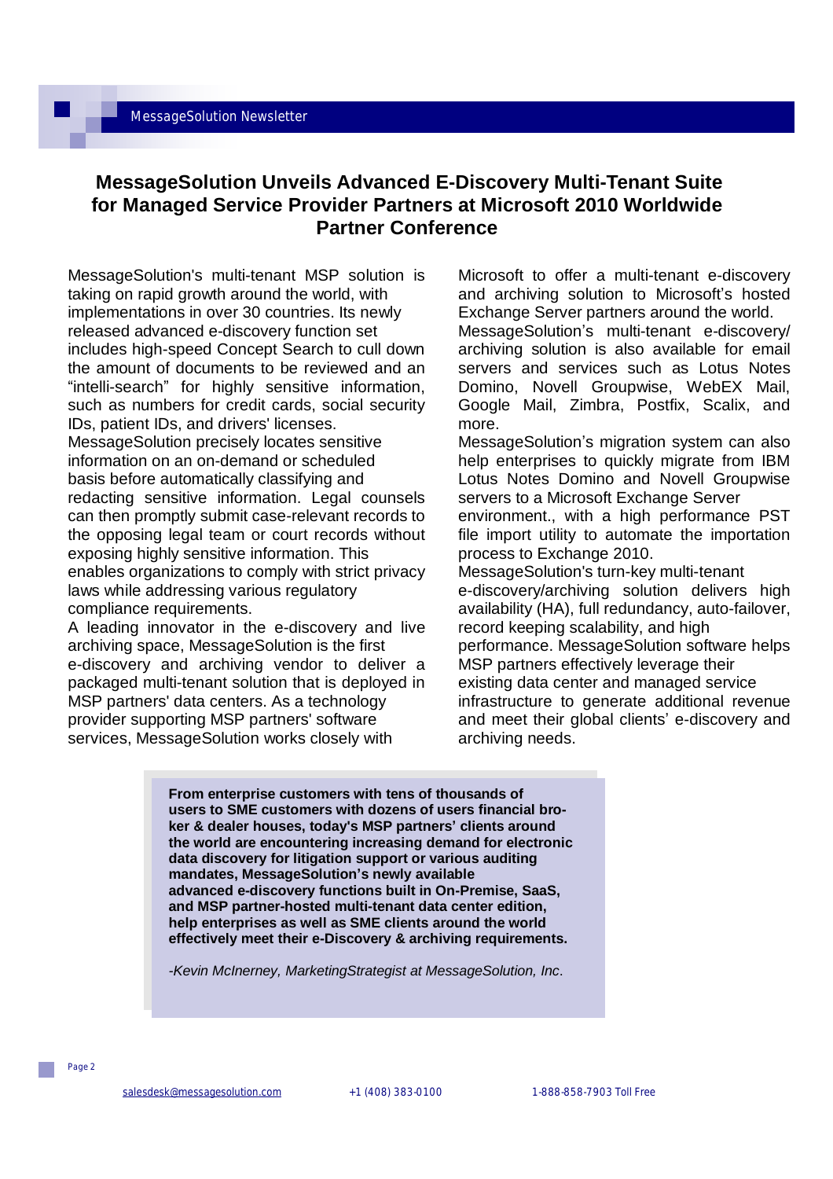# MessageSolution Unveils Advanced E-Discovery Multi-Tenant Suite for Managed Service Provider Partners at Microsoft 2010 Worldwide Partner Conference

MessageSolution's multi-tenant MSP solution is taking on rapid growth around the world, with implementations in over 30 countries. Its newly released advanced e-discovery function set includes high-speed Concept Search to cull down the amount of documents to be reviewed and an "intelli-search" for highly sensitive information, such as numbers for credit cards, social security IDs, patient IDs, and drivers' licenses.

MessageSolution precisely locates sensitive information on an on-demand or scheduled basis before automatically classifying and redacting sensitive information. Legal counsels can then promptly submit case-relevant records to the opposing legal team or court records without exposing highly sensitive information. This enables organizations to comply with strict privacy laws while addressing various regulatory compliance requirements.

A leading innovator in the e-discovery and live archiving space, MessageSolution is the first e-discovery and archiving vendor to deliver a packaged multi-tenant solution that is deployed in MSP partners' data centers. As a technology provider supporting MSP partners' software services, MessageSolution works closely with Microsoft to offer a multi-tenant e-discovery and archiving solution to Microsoft's hosted Exchange Server partners around the world.

MessageSolution's multi-tenant e-discovery/ archiving solution is also available for email servers and services such as Lotus Notes Domino, Novell Groupwise, WebEX Mail, Google Mail, Zimbra, Postfix, Scalix, and more.

MessageSolution's migration system can also help enterprises to quickly migrate from IBM Lotus Notes Domino and Novell Groupwise servers to a Microsoft Exchange Server environment., with a high performance PST file import utility to automate the importation process to Exchange 2010.

MessageSolution's turn-key multi-tenant e-discovery/archiving solution delivers high availability (HA), full redundancy, auto-failover, record keeping scalability, and high performance. MessageSolution software helps MSP partners effectively leverage their existing data center and managed service infrastructure to generate additional revenue and meet their global clients' e-discovery and archiving needs.

> **From enterprise customers with tens of thousands of users to SME customers with dozens of users financial broker & dealer houses, today's MSP partners' clients around the world are encountering increasing demand for electronic data discovery for litigation support or various auditing mandates, MessageSolution's newly available advanced e-discovery functions built in On-Premise, SaaS, and MSP partner-hosted multi-tenant data center edition, help enterprises as well as SME clients around the world effectively meet their e-Discovery & archiving requirements.**
>
> *-Kevin McInerney, MarketingStrategist at MessageSolution, Inc.*

salesdesk@messagesolution.com +1 (408) 383-0100 1-888-858-7903 Toll Free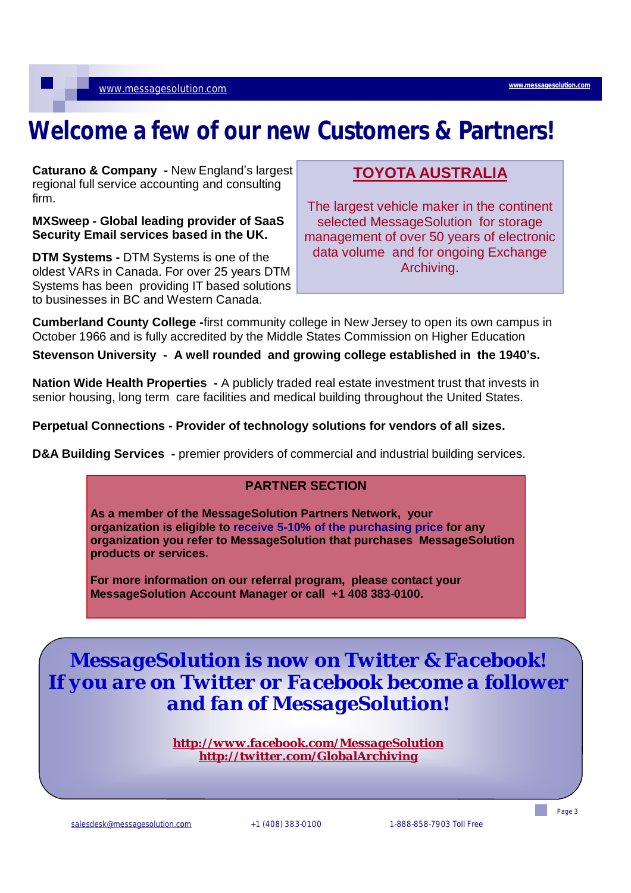# Welcome a few of our new Customers & Partners!

**Caturano & Company -** New England's largest regional full service accounting and consulting firm.

**MXSweep - Global leading provider of SaaS Security Email services based in the UK.**

**DTM Systems -** DTM Systems is one of the oldest VARs in Canada. For over 25 years DTM Systems has been providing IT based solutions to businesses in BC and Western Canada.

## TOYOTA AUSTRALIA

The largest vehicle maker in the continent selected MessageSolution for storage management of over 50 years of electronic data volume and for ongoing Exchange Archiving.

**Cumberland County College -**first community college in New Jersey to open its own campus in October 1966 and is fully accredited by the Middle States Commission on Higher Education

**Stevenson University - A well rounded and growing college established in the 1940's.**

**Nation Wide Health Properties -** A publicly traded real estate investment trust that invests in senior housing, long term care facilities and medical building throughout the United States.

**Perpetual Connections - Provider of technology solutions for vendors of all sizes.**

**D&A Building Services -** premier providers of commercial and industrial building services.

### PARTNER SECTION

**As a member of the MessageSolution Partners Network, your organization is eligible to receive 5-10% of the purchasing price for any organization you refer to MessageSolution that purchases MessageSolution products or services.**

**For more information on our referral program, please contact your MessageSolution Account Manager or call +1 408 383-0100.**

## MessageSolution is now on Twitter & Facebook! If you are on Twitter or Facebook become a follower and fan of MessageSolution!

http://www.facebook.com/MessageSolution
http://twitter.com/GlobalArchiving

salesdesk@messagesolution.com +1 (408) 383-0100 1-888-858-7903 Toll Free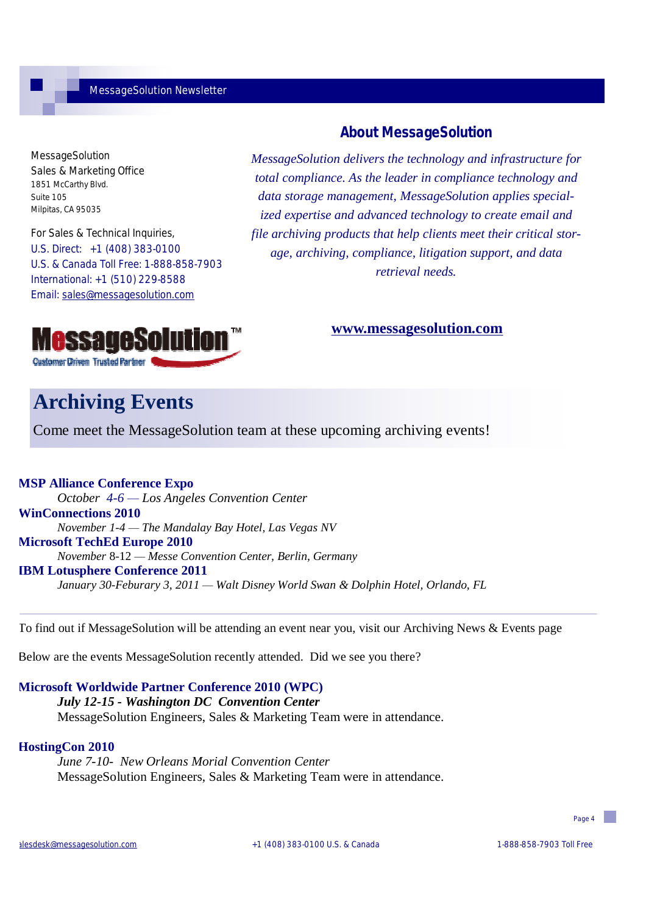MessageSolution Newsletter

## About MessageSolution

MessageSolution
Sales & Marketing Office
1851 McCarthy Blvd.
Suite 105
Milpitas, CA 95035

For Sales & Technical Inquiries,
U.S. Direct: +1 (408) 383-0100
U.S. & Canada Toll Free: 1-888-858-7903
International: +1 (510) 229-8588
Email: sales@messagesolution.com

*MessageSolution delivers the technology and infrastructure for total compliance. As the leader in compliance technology and data storage management, MessageSolution applies specialized expertise and advanced technology to create email and file archiving products that help clients meet their critical storage, archiving, compliance, litigation support, and data retrieval needs.*

MessageSolution™
Customer Driven Trusted Partner

**www.messagesolution.com**

# Archiving Events

Come meet the MessageSolution team at these upcoming archiving events!

**MSP Alliance Conference Expo**
*October 4-6 — Los Angeles Convention Center*

**WinConnections 2010**
*November 1-4 — The Mandalay Bay Hotel, Las Vegas NV*

**Microsoft TechEd Europe 2010**
*November 8-12 — Messe Convention Center, Berlin, Germany*

**IBM Lotusphere Conference 2011**
*January 30-Feburary 3, 2011 — Walt Disney World Swan & Dolphin Hotel, Orlando, FL*

---

To find out if MessageSolution will be attending an event near you, visit our Archiving News & Events page

Below are the events MessageSolution recently attended. Did we see you there?

**Microsoft Worldwide Partner Conference 2010 (WPC)**
***July 12-15 - Washington DC Convention Center***
MessageSolution Engineers, Sales & Marketing Team were in attendance.

**HostingCon 2010**
*June 7-10- New Orleans Morial Convention Center*
MessageSolution Engineers, Sales & Marketing Team were in attendance.

salesdesk@messagesolution.com +1 (408) 383-0100 U.S. & Canada 1-888-858-7903 Toll Free